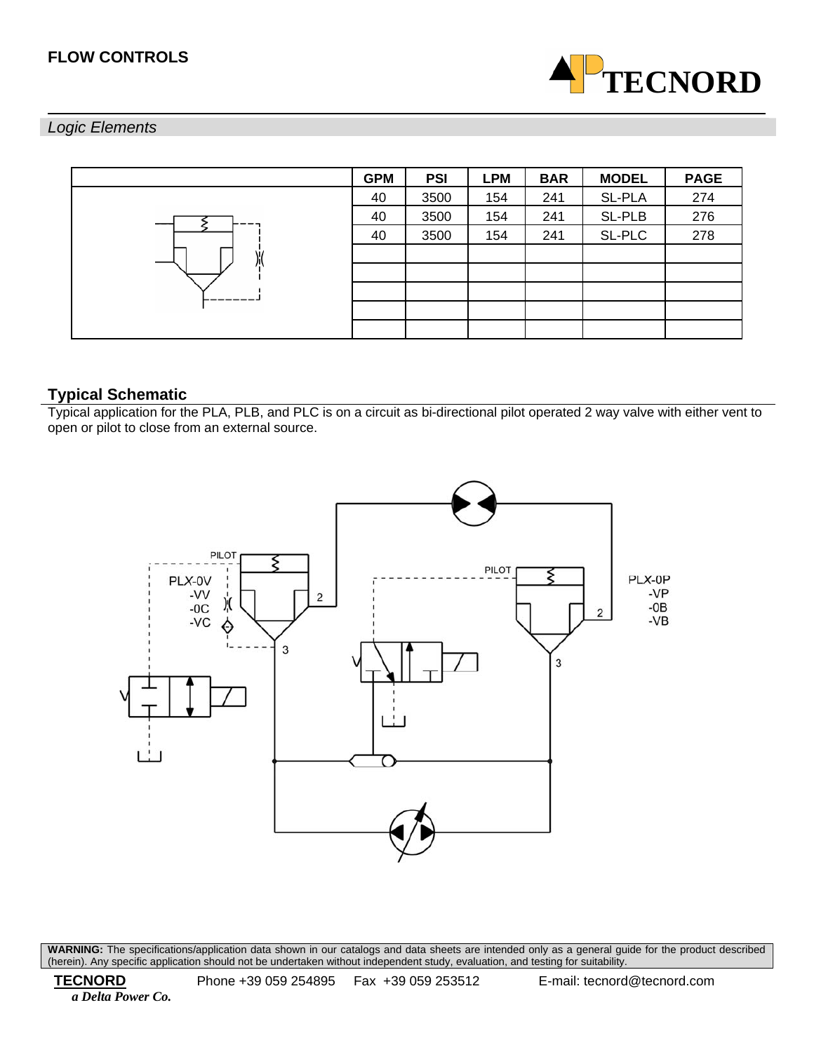## FLOW CONTROLS

*Logic Elements*

| | GPM | PSI | LPM | BAR | MODEL | PAGE |
|---|---|---|---|---|---|---|
| | 40 | 3500 | 154 | 241 | SL-PLA | 274 |
| | 40 | 3500 | 154 | 241 | SL-PLB | 276 |
| | 40 | 3500 | 154 | 241 | SL-PLC | 278 |
| | | | | | | |
| | | | | | | |
| | | | | | | |
| | | | | | | |
| | | | | | | |

### Typical Schematic

Typical application for the PLA, PLB, and PLC is on a circuit as bi-directional pilot operated 2 way valve with either vent to open or pilot to close from an external source.

**WARNING:** The specifications/application data shown in our catalogs and data sheets are intended only as a general guide for the product described (herein). Any specific application should not be undertaken without independent study, evaluation, and testing for suitability.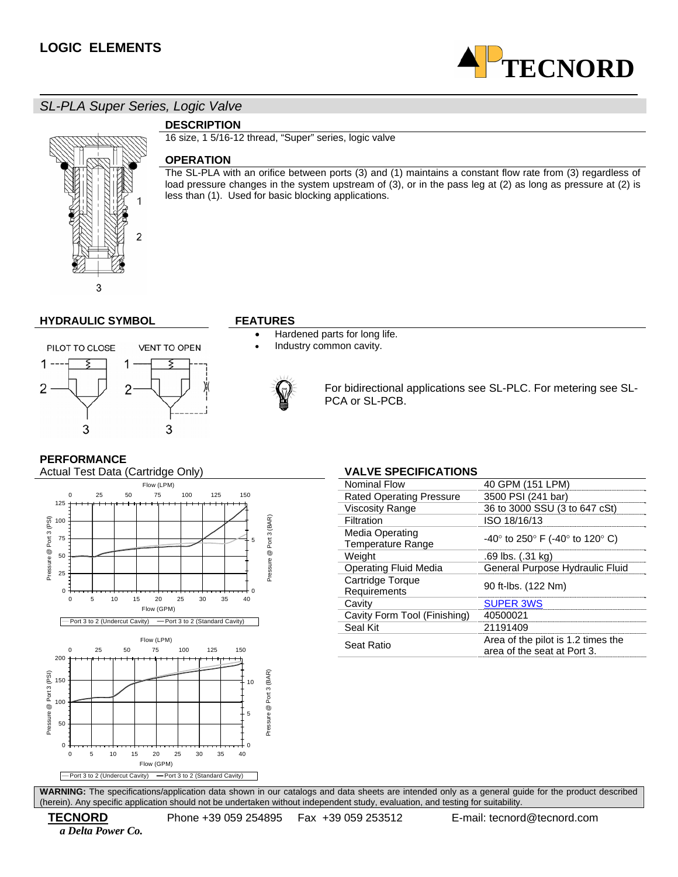## LOGIC ELEMENTS

### *SL-PLA Super Series, Logic Valve*

### DESCRIPTION

16 size, 1 5/16-12 thread, “Super” series, logic valve

### OPERATION

The SL-PLA with an orifice between ports (3) and (1) maintains a constant flow rate from (3) regardless of load pressure changes in the system upstream of (3), or in the pass leg at (2) as long as pressure at (2) is less than (1). Used for basic blocking applications.

### HYDRAULIC SYMBOL

PILOT TO CLOSE — VENT TO OPEN

### FEATURES

- Hardened parts for long life.
- Industry common cavity.

For bidirectional applications see SL-PLC. For metering see SL-PCA or SL-PCB.

### PERFORMANCE

Actual Test Data (Cartridge Only)

Port 3 to 2 (Undercut Cavity) — Port 3 to 2 (Standard Cavity)

Port 3 to 2 (Undercut Cavity) — Port 3 to 2 (Standard Cavity)

### VALVE SPECIFICATIONS

| | |
|---|---|
| Nominal Flow | 40 GPM (151 LPM) |
| Rated Operating Pressure | 3500 PSI (241 bar) |
| Viscosity Range | 36 to 3000 SSU (3 to 647 cSt) |
| Filtration | ISO 18/16/13 |
| Media Operating Temperature Range | -40° to 250° F (-40° to 120° C) |
| Weight | .69 lbs. (.31 kg) |
| Operating Fluid Media | General Purpose Hydraulic Fluid |
| Cartridge Torque Requirements | 90 ft-lbs. (122 Nm) |
| Cavity | SUPER 3WS |
| Cavity Form Tool (Finishing) | 40500021 |
| Seal Kit | 21191409 |
| Seat Ratio | Area of the pilot is 1.2 times the area of the seat at Port 3. |

**WARNING:** The specifications/application data shown in our catalogs and data sheets are intended only as a general guide for the product described (herein). Any specific application should not be undertaken without independent study, evaluation, and testing for suitability.

**TECNORD** *a Delta Power Co.* Phone +39 059 254895 Fax +39 059 253512 E-mail: tecnord@tecnord.com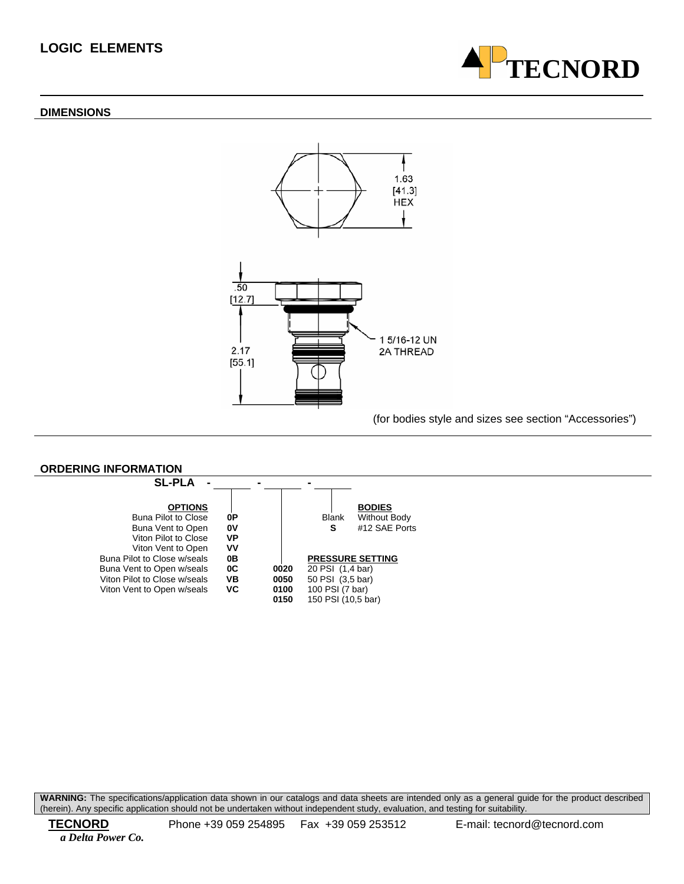## LOGIC ELEMENTS

### DIMENSIONS

1.63 [41.3] HEX

.50 [12.7]

2.17 [55.1]

1 5/16-12 UN 2A THREAD

(for bodies style and sizes see section "Accessories")

### ORDERING INFORMATION

**SL-PLA - ______ - ______ - ______**

| OPTIONS | |
|---|---|
| Buna Pilot to Close | **0P** |
| Buna Vent to Open | **0V** |
| Viton Pilot to Close | **VP** |
| Viton Vent to Open | **VV** |
| Buna Pilot to Close w/seals | **0B** |
| Buna Vent to Open w/seals | **0C** |
| Viton Pilot to Close w/seals | **VB** |
| Viton Vent to Open w/seals | **VC** |

| | PRESSURE SETTING |
|---|---|
| **0020** | 20 PSI (1,4 bar) |
| **0050** | 50 PSI (3,5 bar) |
| **0100** | 100 PSI (7 bar) |
| **0150** | 150 PSI (10,5 bar) |

| | BODIES |
|---|---|
| Blank | Without Body |
| **S** | #12 SAE Ports |

**WARNING:** The specifications/application data shown in our catalogs and data sheets are intended only as a general guide for the product described (herein). Any specific application should not be undertaken without independent study, evaluation, and testing for suitability.

**TECNORD** *a Delta Power Co.* Phone +39 059 254895 Fax +39 059 253512 E-mail: tecnord@tecnord.com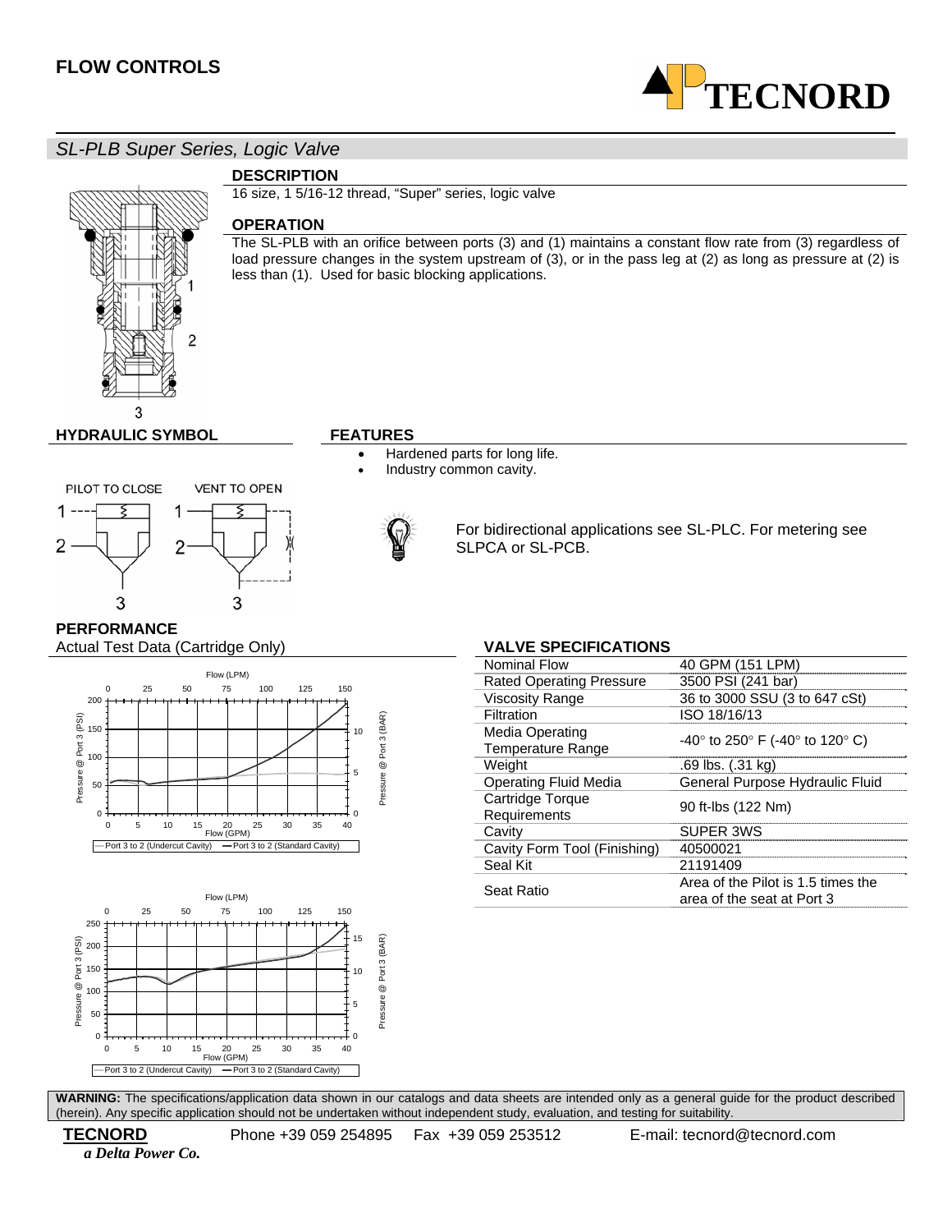# FLOW CONTROLS

## SL-PLB Super Series, Logic Valve

### DESCRIPTION

16 size, 1 5/16-12 thread, "Super" series, logic valve

### OPERATION

The SL-PLB with an orifice between ports (3) and (1) maintains a constant flow rate from (3) regardless of load pressure changes in the system upstream of (3), or in the pass leg at (2) as long as pressure at (2) is less than (1). Used for basic blocking applications.

### HYDRAULIC SYMBOL

PILOT TO CLOSE    VENT TO OPEN

### FEATURES

- Hardened parts for long life.
- Industry common cavity.

For bidirectional applications see SL-PLC. For metering see SLPCA or SL-PCB.

### PERFORMANCE

Actual Test Data (Cartridge Only)

Port 3 to 2 (Undercut Cavity) — Port 3 to 2 (Standard Cavity)

Port 3 to 2 (Undercut Cavity) — Port 3 to 2 (Standard Cavity)

### VALVE SPECIFICATIONS

| | |
|---|---|
| Nominal Flow | 40 GPM (151 LPM) |
| Rated Operating Pressure | 3500 PSI (241 bar) |
| Viscosity Range | 36 to 3000 SSU (3 to 647 cSt) |
| Filtration | ISO 18/16/13 |
| Media Operating Temperature Range | -40° to 250° F (-40° to 120° C) |
| Weight | .69 lbs. (.31 kg) |
| Operating Fluid Media | General Purpose Hydraulic Fluid |
| Cartridge Torque Requirements | 90 ft-lbs (122 Nm) |
| Cavity | SUPER 3WS |
| Cavity Form Tool (Finishing) | 40500021 |
| Seal Kit | 21191409 |
| Seat Ratio | Area of the Pilot is 1.5 times the area of the seat at Port 3 |

**WARNING:** The specifications/application data shown in our catalogs and data sheets are intended only as a general guide for the product described (herein). Any specific application should not be undertaken without independent study, evaluation, and testing for suitability.

**TECNORD** *a Delta Power Co.*    Phone +39 059 254895    Fax +39 059 253512    E-mail: tecnord@tecnord.com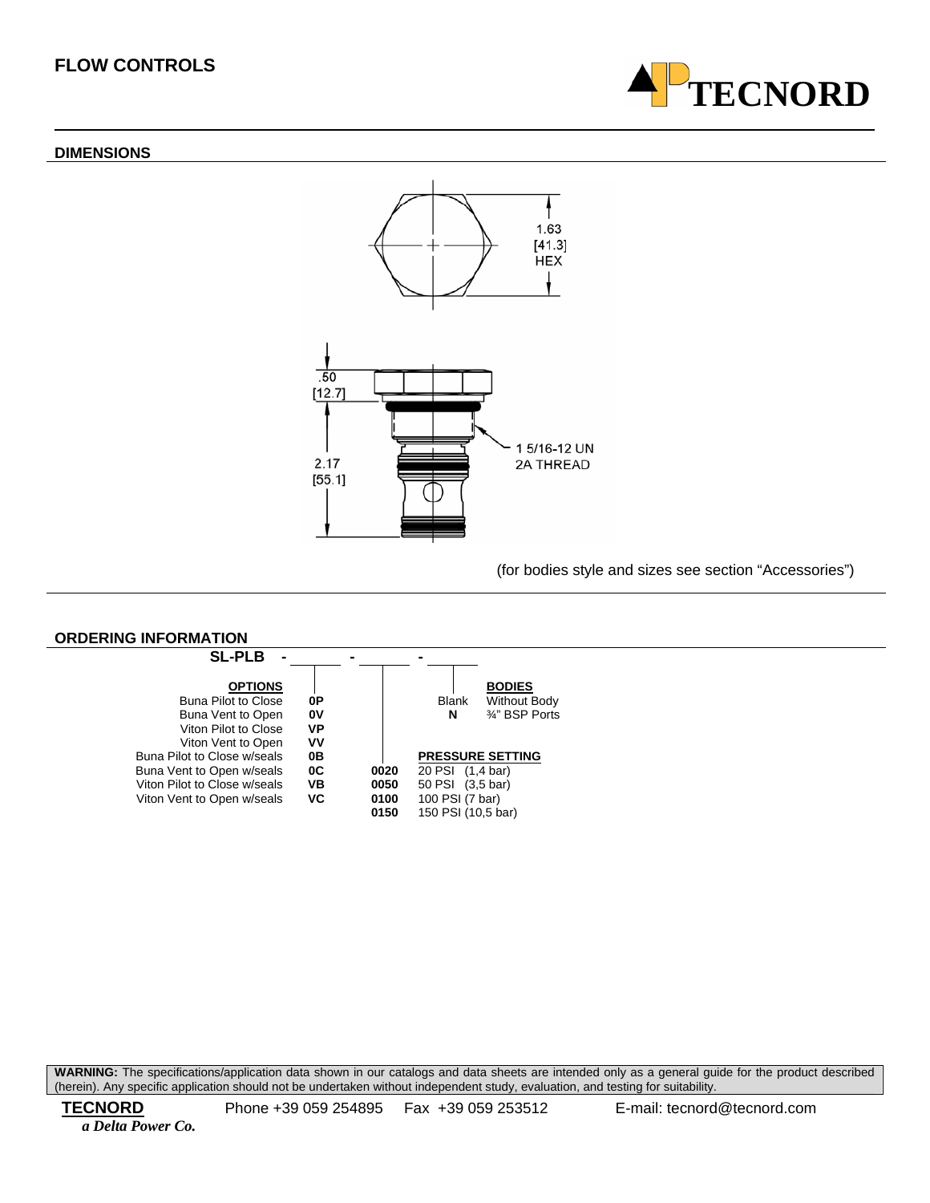## FLOW CONTROLS

### DIMENSIONS

1.63 [41.3] HEX

.50 [12.7]

2.17 [55.1]

1 5/16-12 UN 2A THREAD

(for bodies style and sizes see section "Accessories")

### ORDERING INFORMATION

**SL-PLB** - ______ - ______ - ______

| **OPTIONS** | |
|---|---|
| Buna Pilot to Close | **0P** |
| Buna Vent to Open | **0V** |
| Viton Pilot to Close | **VP** |
| Viton Vent to Open | **VV** |
| Buna Pilot to Close w/seals | **0B** |
| Buna Vent to Open w/seals | **0C** |
| Viton Pilot to Close w/seals | **VB** |
| Viton Vent to Open w/seals | **VC** |

| **PRESSURE SETTING** | |
|---|---|
| **0020** | 20 PSI (1,4 bar) |
| **0050** | 50 PSI (3,5 bar) |
| **0100** | 100 PSI (7 bar) |
| **0150** | 150 PSI (10,5 bar) |

| **BODIES** | |
|---|---|
| Blank | Without Body |
| **N** | ¾" BSP Ports |

**WARNING:** The specifications/application data shown in our catalogs and data sheets are intended only as a general guide for the product described (herein). Any specific application should not be undertaken without independent study, evaluation, and testing for suitability.

**TECNORD** Phone +39 059 254895 Fax +39 059 253512 E-mail: tecnord@tecnord.com
*a Delta Power Co.*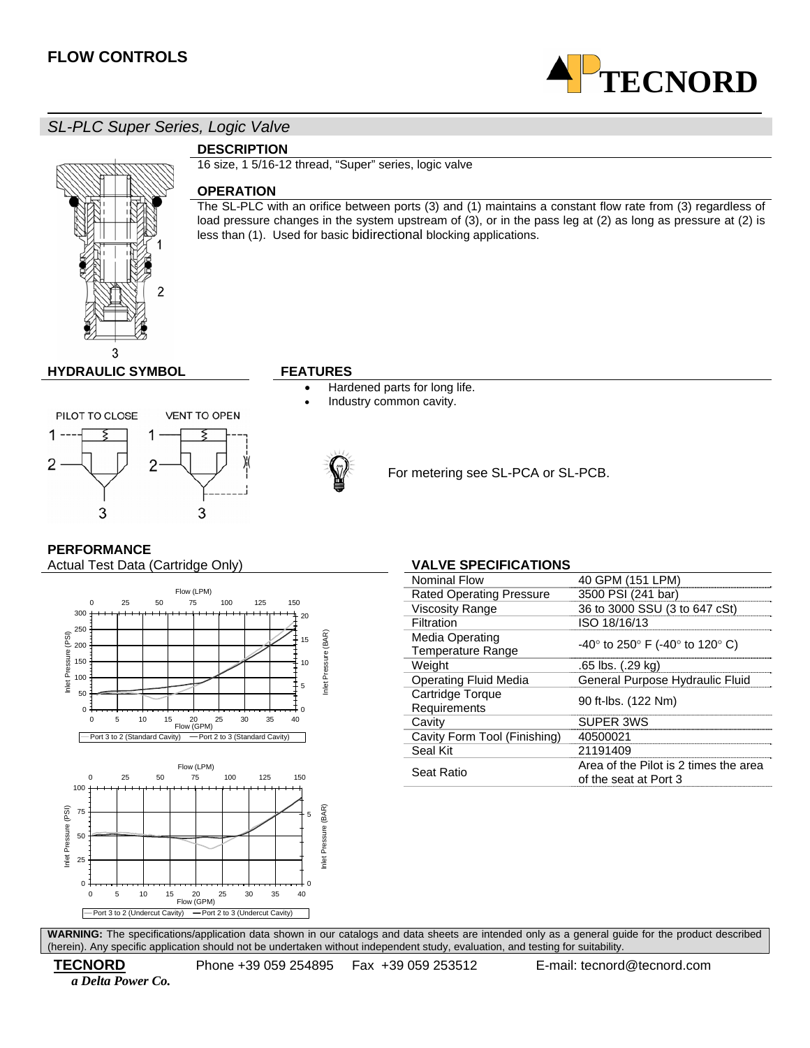# FLOW CONTROLS

## SL-PLC Super Series, Logic Valve

### DESCRIPTION

16 size, 1 5/16-12 thread, "Super" series, logic valve

### OPERATION

The SL-PLC with an orifice between ports (3) and (1) maintains a constant flow rate from (3) regardless of load pressure changes in the system upstream of (3), or in the pass leg at (2) as long as pressure at (2) is less than (1). Used for basic bidirectional blocking applications.

### HYDRAULIC SYMBOL

PILOT TO CLOSE — VENT TO OPEN

### FEATURES

- Hardened parts for long life.
- Industry common cavity.

For metering see SL-PCA or SL-PCB.

### PERFORMANCE

Actual Test Data (Cartridge Only)

Port 3 to 2 (Standard Cavity) — Port 2 to 3 (Standard Cavity)

Port 3 to 2 (Undercut Cavity) — Port 2 to 3 (Undercut Cavity)

### VALVE SPECIFICATIONS

| | |
|---|---|
| Nominal Flow | 40 GPM (151 LPM) |
| Rated Operating Pressure | 3500 PSI (241 bar) |
| Viscosity Range | 36 to 3000 SSU (3 to 647 cSt) |
| Filtration | ISO 18/16/13 |
| Media Operating Temperature Range | -40° to 250° F (-40° to 120° C) |
| Weight | .65 lbs. (.29 kg) |
| Operating Fluid Media | General Purpose Hydraulic Fluid |
| Cartridge Torque Requirements | 90 ft-lbs. (122 Nm) |
| Cavity | SUPER 3WS |
| Cavity Form Tool (Finishing) | 40500021 |
| Seal Kit | 21191409 |
| Seat Ratio | Area of the Pilot is 2 times the area of the seat at Port 3 |

**WARNING:** The specifications/application data shown in our catalogs and data sheets are intended only as a general guide for the product described (herein). Any specific application should not be undertaken without independent study, evaluation, and testing for suitability.

**TECNORD** *a Delta Power Co.* Phone +39 059 254895 Fax +39 059 253512 E-mail: tecnord@tecnord.com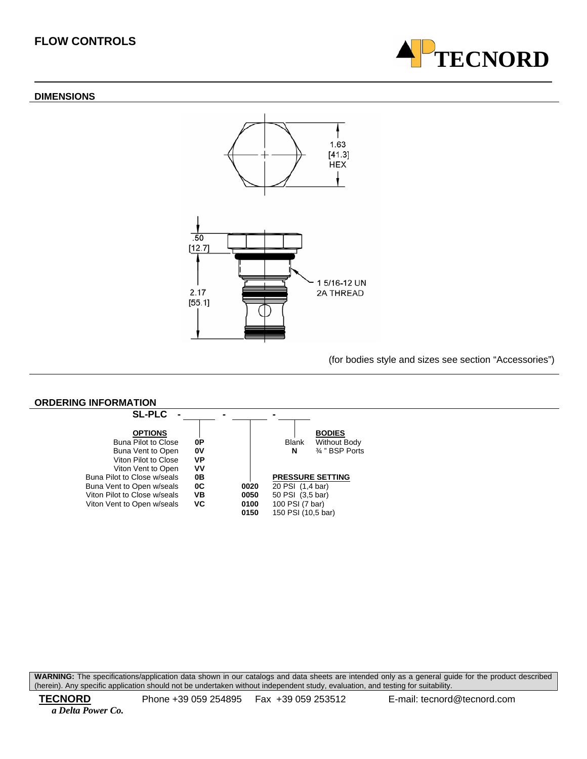## FLOW CONTROLS

### DIMENSIONS

1.63
[41.3]
HEX

.50
[12.7]

2.17
[55.1]

1 5/16-12 UN
2A THREAD

(for bodies style and sizes see section “Accessories”)

### ORDERING INFORMATION

**SL-PLC** - ______ - ______ - ______

**OPTIONS**

| | |
|---|---|
| Buna Pilot to Close | **0P** |
| Buna Vent to Open | **0V** |
| Viton Pilot to Close | **VP** |
| Viton Vent to Open | **VV** |
| Buna Pilot to Close w/seals | **0B** |
| Buna Vent to Open w/seals | **0C** |
| Viton Pilot to Close w/seals | **VB** |
| Viton Vent to Open w/seals | **VC** |

**PRESSURE SETTING**

| | |
|---|---|
| **0020** | 20 PSI (1,4 bar) |
| **0050** | 50 PSI (3,5 bar) |
| **0100** | 100 PSI (7 bar) |
| **0150** | 150 PSI (10,5 bar) |

**BODIES**

| | |
|---|---|
| Blank | Without Body |
| **N** | ¾ " BSP Ports |

**WARNING:** The specifications/application data shown in our catalogs and data sheets are intended only as a general guide for the product described (herein). Any specific application should not be undertaken without independent study, evaluation, and testing for suitability.

**TECNORD** Phone +39 059 254895 Fax +39 059 253512 E-mail: tecnord@tecnord.com
*a Delta Power Co.*